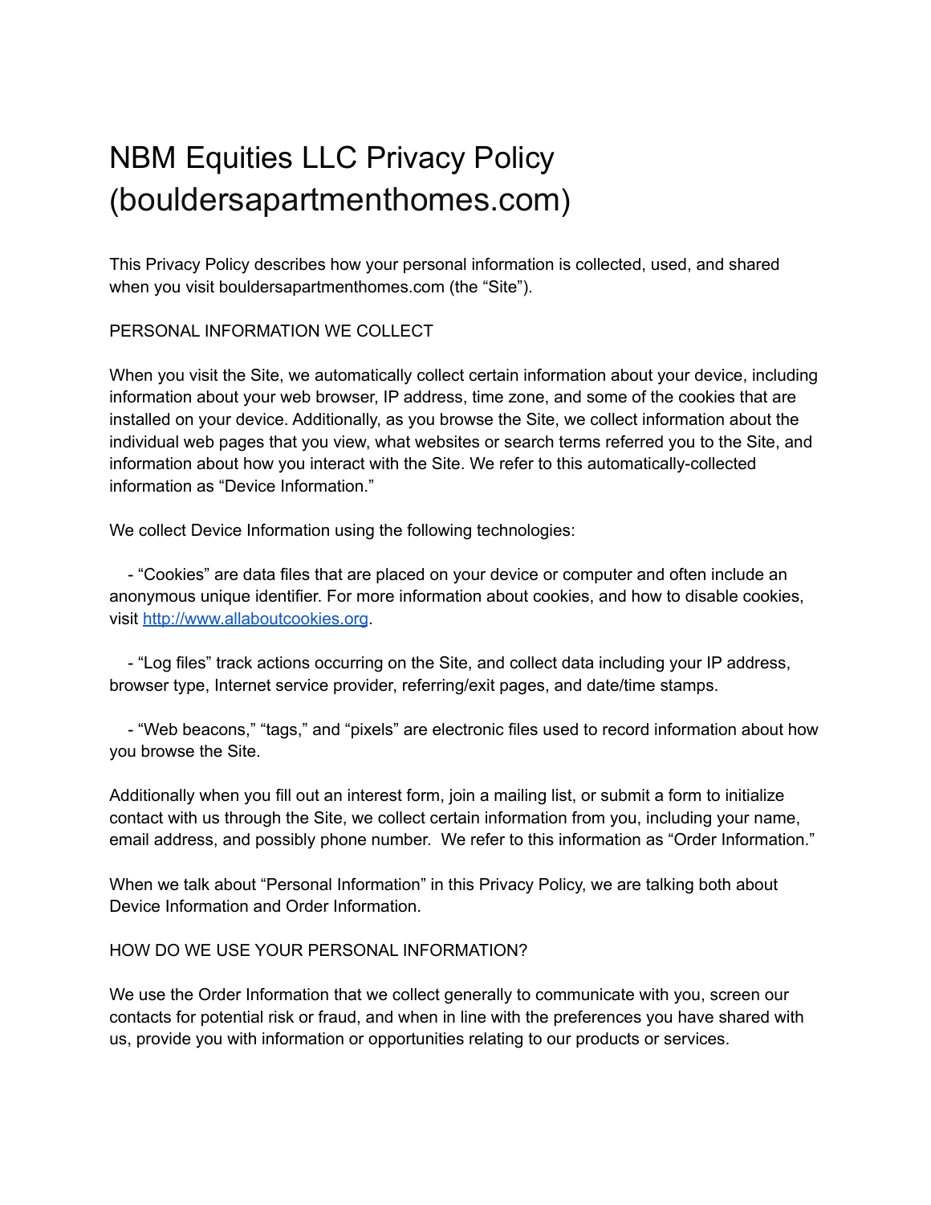# NBM Equities LLC Privacy Policy (bouldersapartmenthomes.com)

This Privacy Policy describes how your personal information is collected, used, and shared when you visit bouldersapartmenthomes.com (the “Site”).

## PERSONAL INFORMATION WE COLLECT

When you visit the Site, we automatically collect certain information about your device, including information about your web browser, IP address, time zone, and some of the cookies that are installed on your device. Additionally, as you browse the Site, we collect information about the individual web pages that you view, what websites or search terms referred you to the Site, and information about how you interact with the Site. We refer to this automatically-collected information as “Device Information.”

We collect Device Information using the following technologies:

- “Cookies” are data files that are placed on your device or computer and often include an anonymous unique identifier. For more information about cookies, and how to disable cookies, visit [http://www.allaboutcookies.org](http://www.allaboutcookies.org).

- “Log files” track actions occurring on the Site, and collect data including your IP address, browser type, Internet service provider, referring/exit pages, and date/time stamps.

- “Web beacons,” “tags,” and “pixels” are electronic files used to record information about how you browse the Site.

Additionally when you fill out an interest form, join a mailing list, or submit a form to initialize contact with us through the Site, we collect certain information from you, including your name, email address, and possibly phone number. We refer to this information as “Order Information.”

When we talk about “Personal Information” in this Privacy Policy, we are talking both about Device Information and Order Information.

## HOW DO WE USE YOUR PERSONAL INFORMATION?

We use the Order Information that we collect generally to communicate with you, screen our contacts for potential risk or fraud, and when in line with the preferences you have shared with us, provide you with information or opportunities relating to our products or services.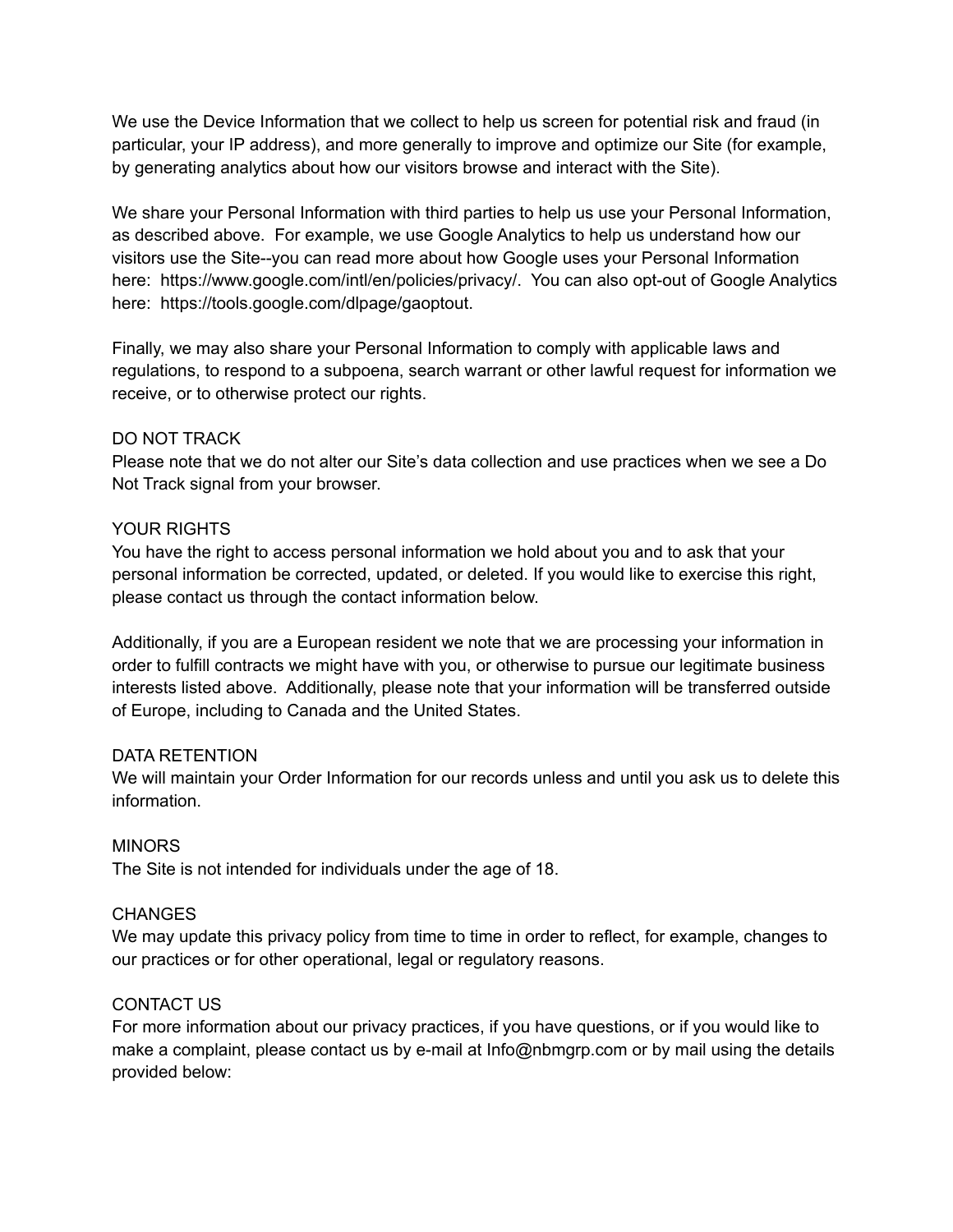We use the Device Information that we collect to help us screen for potential risk and fraud (in particular, your IP address), and more generally to improve and optimize our Site (for example, by generating analytics about how our visitors browse and interact with the Site).

We share your Personal Information with third parties to help us use your Personal Information, as described above. For example, we use Google Analytics to help us understand how our visitors use the Site--you can read more about how Google uses your Personal Information here: https://www.google.com/intl/en/policies/privacy/. You can also opt-out of Google Analytics here: https://tools.google.com/dlpage/gaoptout.

Finally, we may also share your Personal Information to comply with applicable laws and regulations, to respond to a subpoena, search warrant or other lawful request for information we receive, or to otherwise protect our rights.

## DO NOT TRACK

Please note that we do not alter our Site's data collection and use practices when we see a Do Not Track signal from your browser.

## YOUR RIGHTS

You have the right to access personal information we hold about you and to ask that your personal information be corrected, updated, or deleted. If you would like to exercise this right, please contact us through the contact information below.

Additionally, if you are a European resident we note that we are processing your information in order to fulfill contracts we might have with you, or otherwise to pursue our legitimate business interests listed above. Additionally, please note that your information will be transferred outside of Europe, including to Canada and the United States.

## DATA RETENTION

We will maintain your Order Information for our records unless and until you ask us to delete this information.

## MINORS

The Site is not intended for individuals under the age of 18.

## CHANGES

We may update this privacy policy from time to time in order to reflect, for example, changes to our practices or for other operational, legal or regulatory reasons.

## CONTACT US

For more information about our privacy practices, if you have questions, or if you would like to make a complaint, please contact us by e-mail at Info@nbmgrp.com or by mail using the details provided below: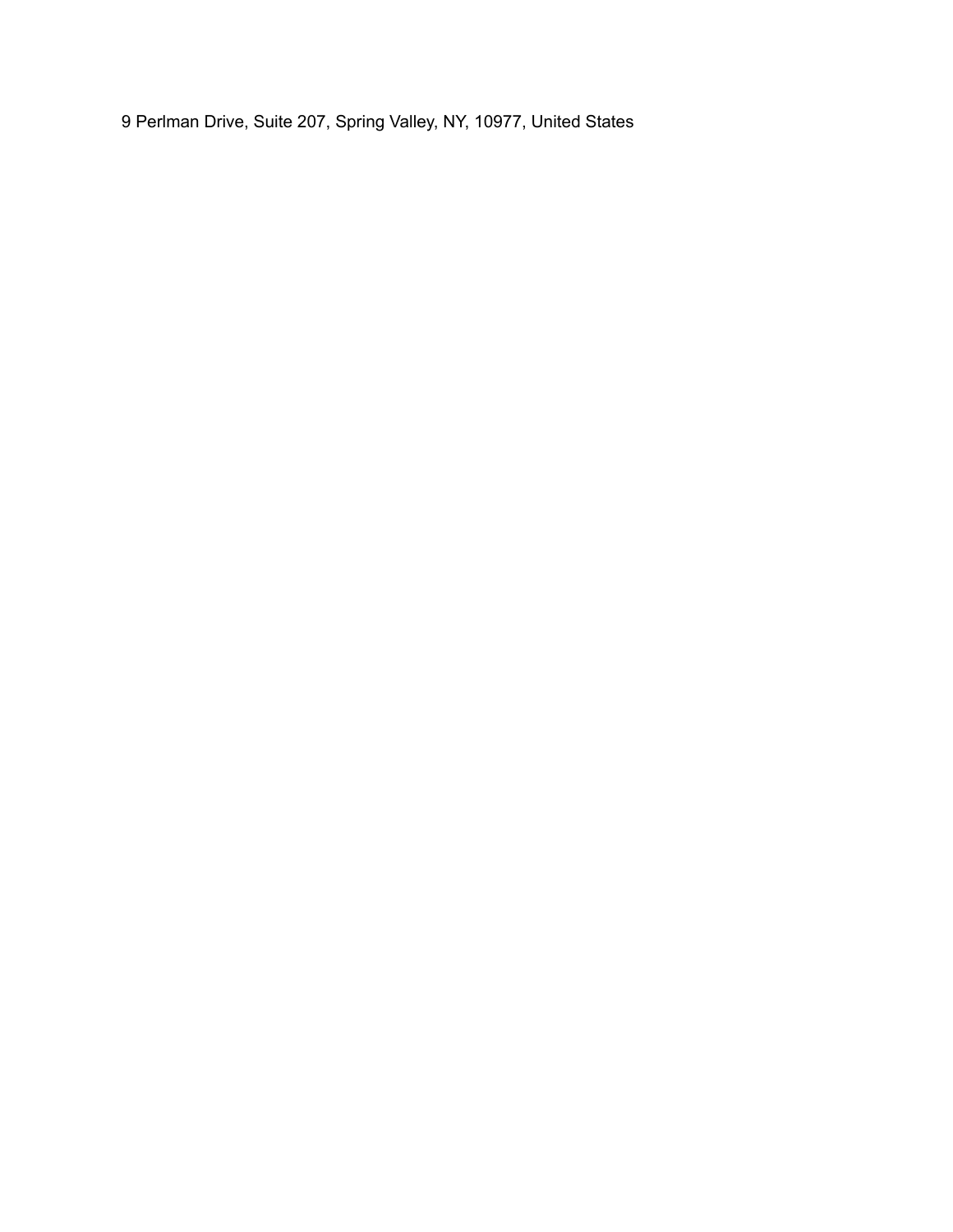9 Perlman Drive, Suite 207, Spring Valley, NY, 10977, United States